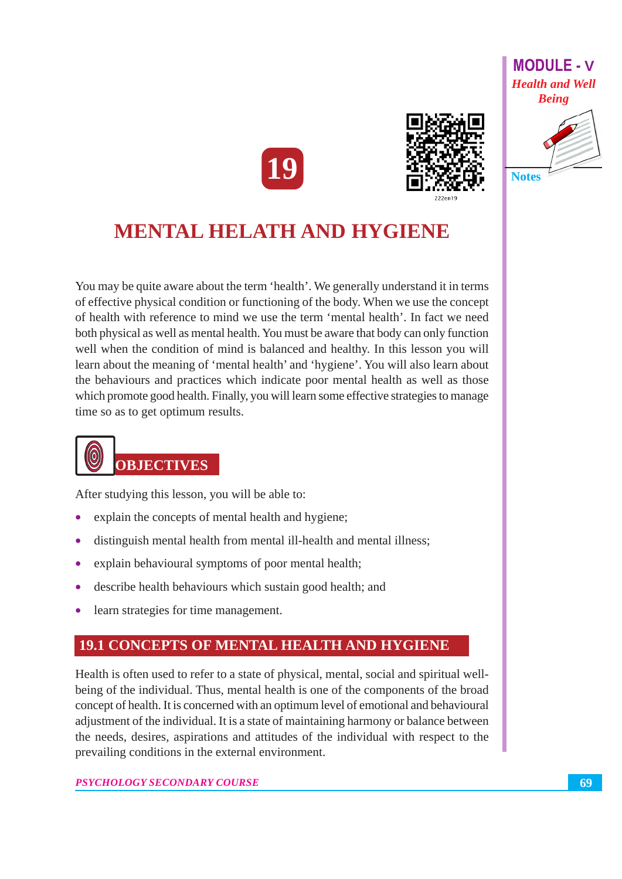# 19

# MENTAL HELATH AND HYGIENE

You may be quite aware about the term 'health'. We generally understand it in terms of effective physical condition or functioning of the body. When we use the concept of health with reference to mind we use the term 'mental health'. In fact we need both physical as well as mental health. You must be aware that body can only function well when the condition of mind is balanced and healthy. In this lesson you will learn about the meaning of 'mental health' and 'hygiene'. You will also learn about the behaviours and practices which indicate poor mental health as well as those which promote good health. Finally, you will learn some effective strategies to manage time so as to get optimum results.

## OBJECTIVES

After studying this lesson, you will be able to:

- explain the concepts of mental health and hygiene;
- distinguish mental health from mental ill-health and mental illness;
- explain behavioural symptoms of poor mental health;
- describe health behaviours which sustain good health; and
- learn strategies for time management.

## 19.1 CONCEPTS OF MENTAL HEALTH AND HYGIENE

Health is often used to refer to a state of physical, mental, social and spiritual well-being of the individual. Thus, mental health is one of the components of the broad concept of health. It is concerned with an optimum level of emotional and behavioural adjustment of the individual. It is a state of maintaining harmony or balance between the needs, desires, aspirations and attitudes of the individual with respect to the prevailing conditions in the external environment.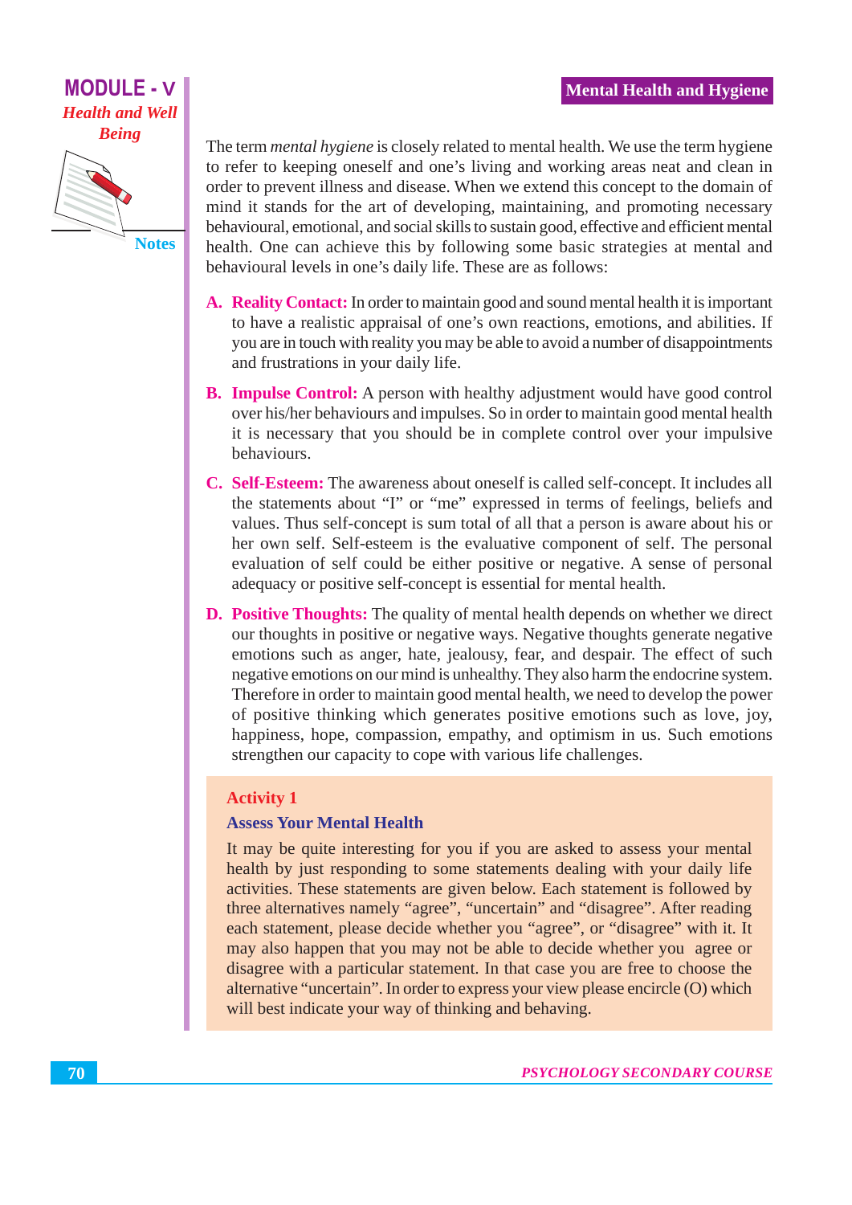The term *mental hygiene* is closely related to mental health. We use the term hygiene to refer to keeping oneself and one's living and working areas neat and clean in order to prevent illness and disease. When we extend this concept to the domain of mind it stands for the art of developing, maintaining, and promoting necessary behavioural, emotional, and social skills to sustain good, effective and efficient mental health. One can achieve this by following some basic strategies at mental and behavioural levels in one's daily life. These are as follows:

A. **Reality Contact:** In order to maintain good and sound mental health it is important to have a realistic appraisal of one's own reactions, emotions, and abilities. If you are in touch with reality you may be able to avoid a number of disappointments and frustrations in your daily life.

B. **Impulse Control:** A person with healthy adjustment would have good control over his/her behaviours and impulses. So in order to maintain good mental health it is necessary that you should be in complete control over your impulsive behaviours.

C. **Self-Esteem:** The awareness about oneself is called self-concept. It includes all the statements about "I" or "me" expressed in terms of feelings, beliefs and values. Thus self-concept is sum total of all that a person is aware about his or her own self. Self-esteem is the evaluative component of self. The personal evaluation of self could be either positive or negative. A sense of personal adequacy or positive self-concept is essential for mental health.

D. **Positive Thoughts:** The quality of mental health depends on whether we direct our thoughts in positive or negative ways. Negative thoughts generate negative emotions such as anger, hate, jealousy, fear, and despair. The effect of such negative emotions on our mind is unhealthy. They also harm the endocrine system. Therefore in order to maintain good mental health, we need to develop the power of positive thinking which generates positive emotions such as love, joy, happiness, hope, compassion, empathy, and optimism in us. Such emotions strengthen our capacity to cope with various life challenges.

### Activity 1

#### Assess Your Mental Health

It may be quite interesting for you if you are asked to assess your mental health by just responding to some statements dealing with your daily life activities. These statements are given below. Each statement is followed by three alternatives namely "agree", "uncertain" and "disagree". After reading each statement, please decide whether you "agree", or "disagree" with it. It may also happen that you may not be able to decide whether you agree or disagree with a particular statement. In that case you are free to choose the alternative "uncertain". In order to express your view please encircle (O) which will best indicate your way of thinking and behaving.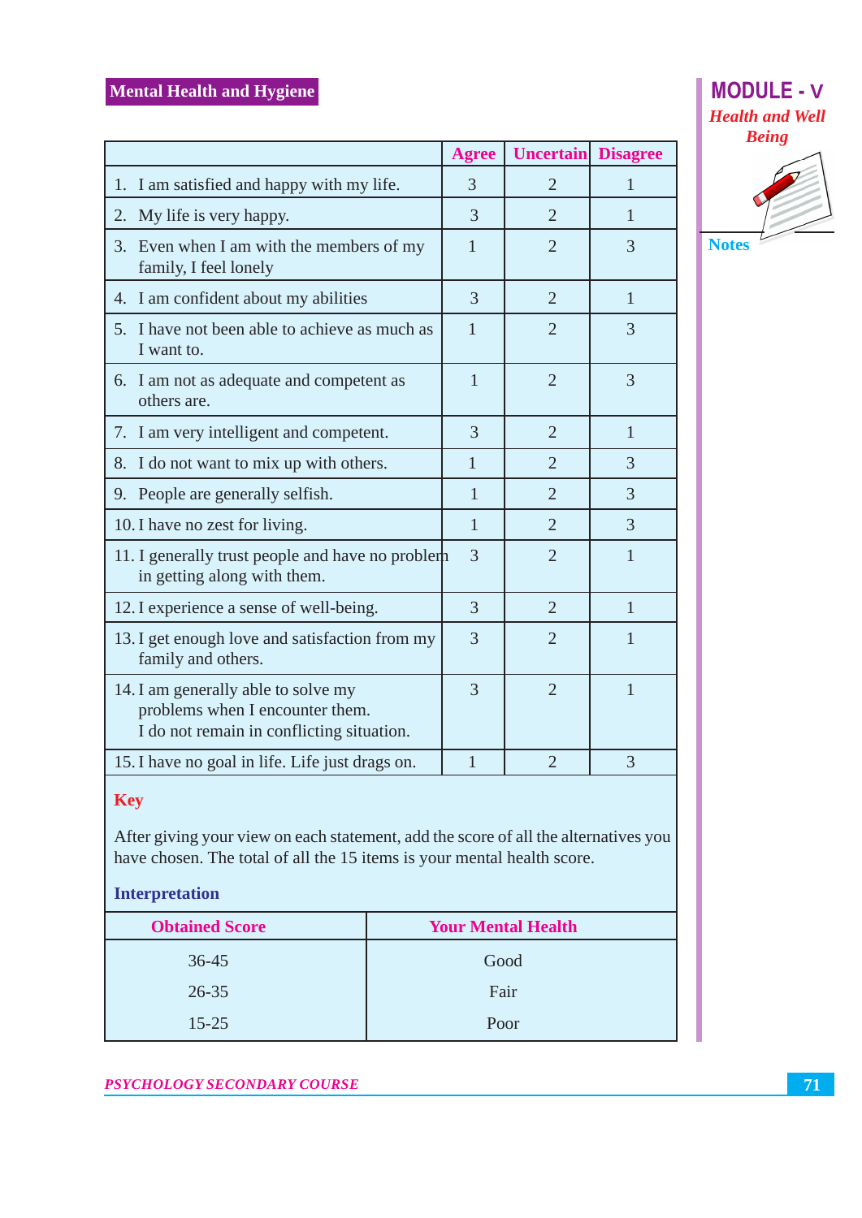| | Agree | Uncertain | Disagree |
|---|---|---|---|
| 1. I am satisfied and happy with my life. | 3 | 2 | 1 |
| 2. My life is very happy. | 3 | 2 | 1 |
| 3. Even when I am with the members of my family, I feel lonely | 1 | 2 | 3 |
| 4. I am confident about my abilities | 3 | 2 | 1 |
| 5. I have not been able to achieve as much as I want to. | 1 | 2 | 3 |
| 6. I am not as adequate and competent as others are. | 1 | 2 | 3 |
| 7. I am very intelligent and competent. | 3 | 2 | 1 |
| 8. I do not want to mix up with others. | 1 | 2 | 3 |
| 9. People are generally selfish. | 1 | 2 | 3 |
| 10. I have no zest for living. | 1 | 2 | 3 |
| 11. I generally trust people and have no problem in getting along with them. | 3 | 2 | 1 |
| 12. I experience a sense of well-being. | 3 | 2 | 1 |
| 13. I get enough love and satisfaction from my family and others. | 3 | 2 | 1 |
| 14. I am generally able to solve my problems when I encounter them. I do not remain in conflicting situation. | 3 | 2 | 1 |
| 15. I have no goal in life. Life just drags on. | 1 | 2 | 3 |

**Key**

After giving your view on each statement, add the score of all the alternatives you have chosen. The total of all the 15 items is your mental health score.

**Interpretation**

| Obtained Score | Your Mental Health |
|---|---|
| 36-45 | Good |
| 26-35 | Fair |
| 15-25 | Poor |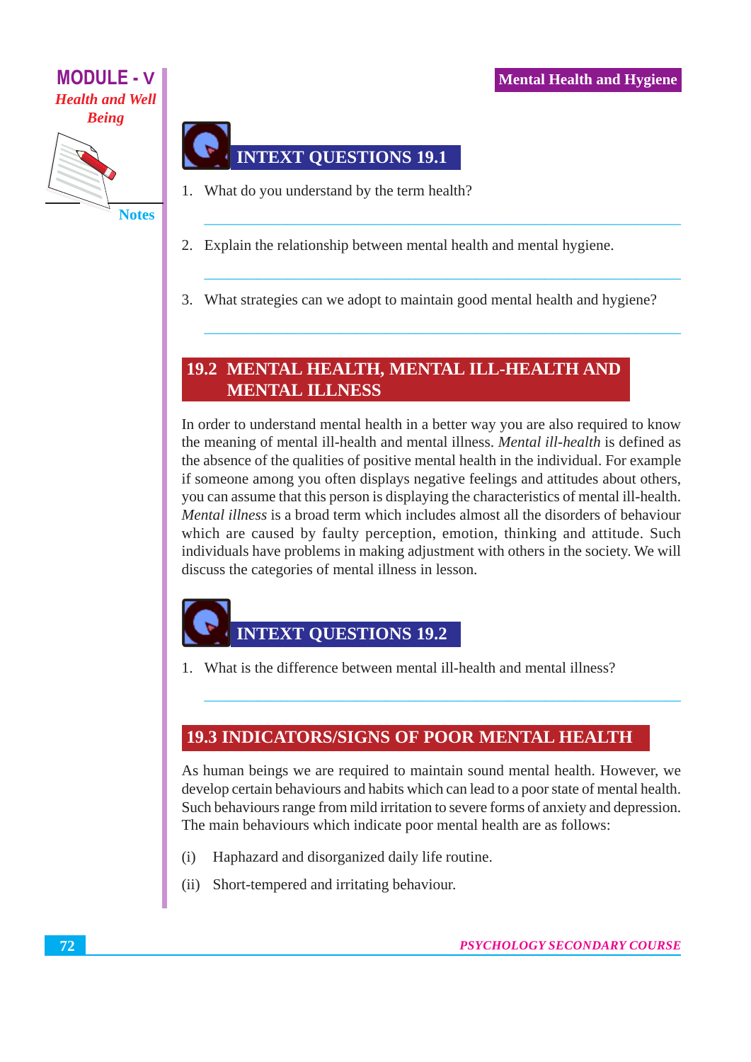## INTEXT QUESTIONS 19.1

1. What do you understand by the term health?

2. Explain the relationship between mental health and mental hygiene.

3. What strategies can we adopt to maintain good mental health and hygiene?

## 19.2 MENTAL HEALTH, MENTAL ILL-HEALTH AND MENTAL ILLNESS

In order to understand mental health in a better way you are also required to know the meaning of mental ill-health and mental illness. *Mental ill-health* is defined as the absence of the qualities of positive mental health in the individual. For example if someone among you often displays negative feelings and attitudes about others, you can assume that this person is displaying the characteristics of mental ill-health. *Mental illness* is a broad term which includes almost all the disorders of behaviour which are caused by faulty perception, emotion, thinking and attitude. Such individuals have problems in making adjustment with others in the society. We will discuss the categories of mental illness in lesson.

## INTEXT QUESTIONS 19.2

1. What is the difference between mental ill-health and mental illness?

## 19.3 INDICATORS/SIGNS OF POOR MENTAL HEALTH

As human beings we are required to maintain sound mental health. However, we develop certain behaviours and habits which can lead to a poor state of mental health. Such behaviours range from mild irritation to severe forms of anxiety and depression. The main behaviours which indicate poor mental health are as follows:

(i) Haphazard and disorganized daily life routine.

(ii) Short-tempered and irritating behaviour.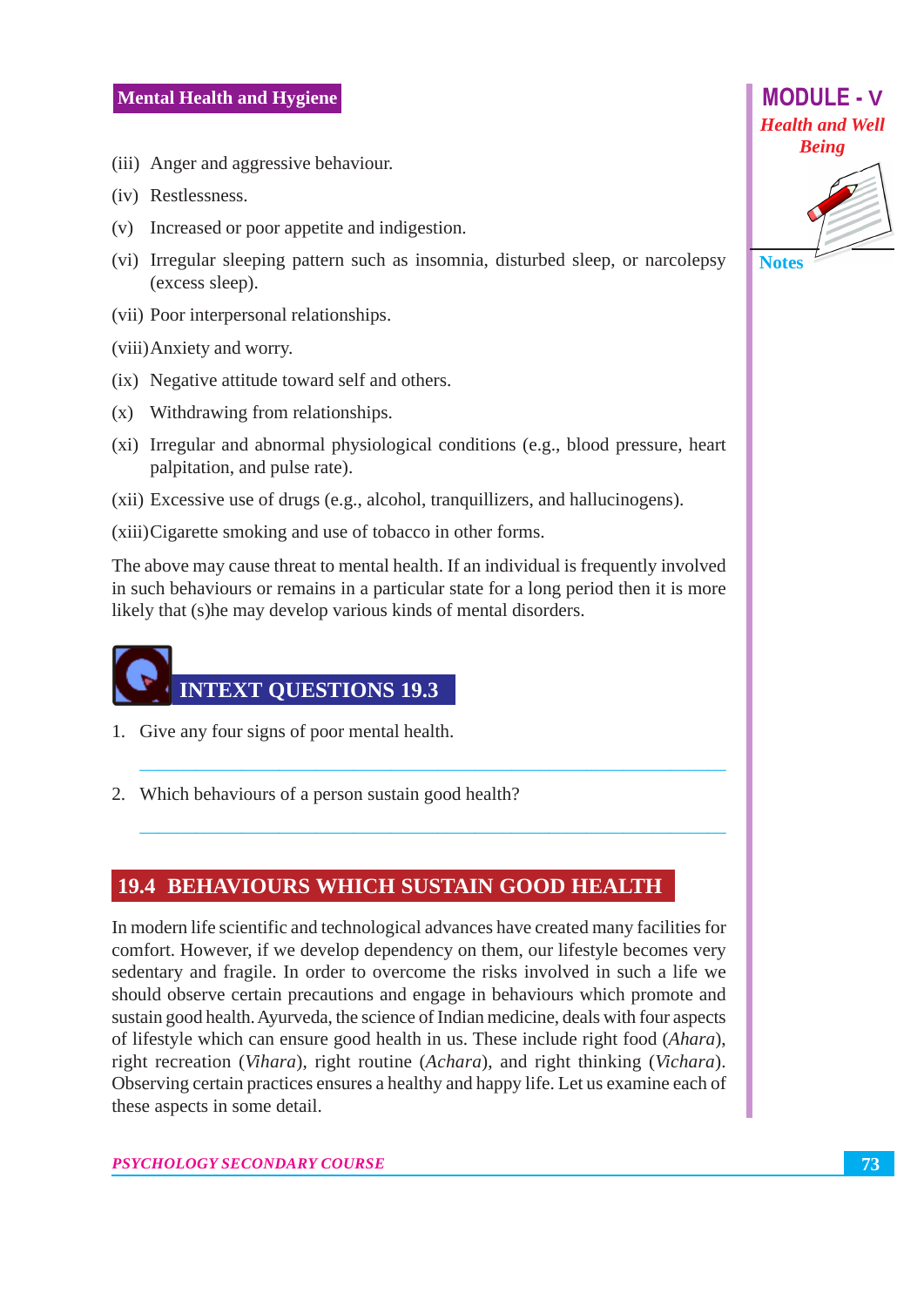(iii) Anger and aggressive behaviour.

(iv) Restlessness.

(v) Increased or poor appetite and indigestion.

(vi) Irregular sleeping pattern such as insomnia, disturbed sleep, or narcolepsy (excess sleep).

(vii) Poor interpersonal relationships.

(viii) Anxiety and worry.

(ix) Negative attitude toward self and others.

(x) Withdrawing from relationships.

(xi) Irregular and abnormal physiological conditions (e.g., blood pressure, heart palpitation, and pulse rate).

(xii) Excessive use of drugs (e.g., alcohol, tranquillizers, and hallucinogens).

(xiii) Cigarette smoking and use of tobacco in other forms.

The above may cause threat to mental health. If an individual is frequently involved in such behaviours or remains in a particular state for a long period then it is more likely that (s)he may develop various kinds of mental disorders.

## INTEXT QUESTIONS 19.3

1. Give any four signs of poor mental health.

______________________________________________

2. Which behaviours of a person sustain good health?

______________________________________________

## 19.4 BEHAVIOURS WHICH SUSTAIN GOOD HEALTH

In modern life scientific and technological advances have created many facilities for comfort. However, if we develop dependency on them, our lifestyle becomes very sedentary and fragile. In order to overcome the risks involved in such a life we should observe certain precautions and engage in behaviours which promote and sustain good health. Ayurveda, the science of Indian medicine, deals with four aspects of lifestyle which can ensure good health in us. These include right food (*Ahara*), right recreation (*Vihara*), right routine (*Achara*), and right thinking (*Vichara*). Observing certain practices ensures a healthy and happy life. Let us examine each of these aspects in some detail.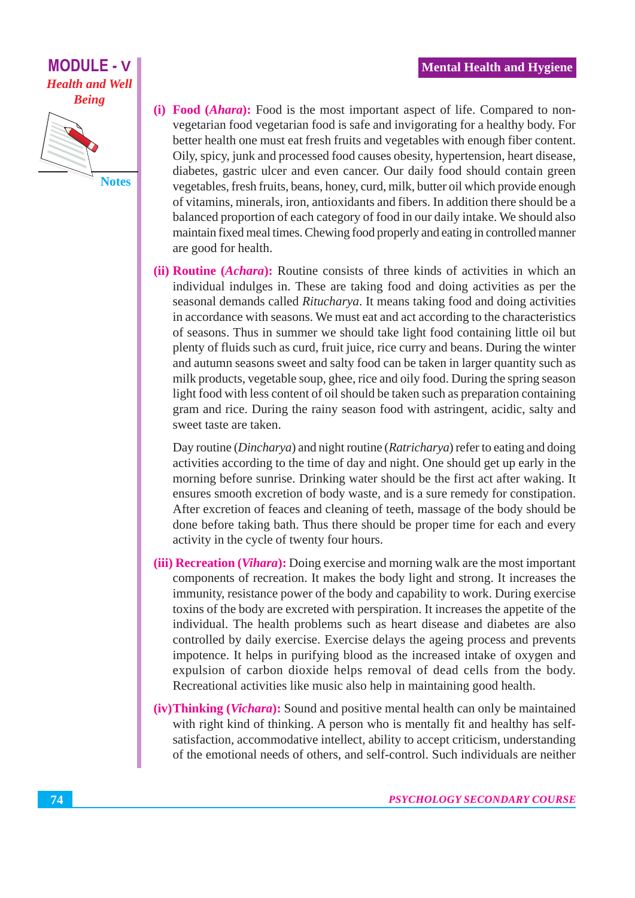**(i) Food (*Ahara*):** Food is the most important aspect of life. Compared to non-vegetarian food vegetarian food is safe and invigorating for a healthy body. For better health one must eat fresh fruits and vegetables with enough fiber content. Oily, spicy, junk and processed food causes obesity, hypertension, heart disease, diabetes, gastric ulcer and even cancer. Our daily food should contain green vegetables, fresh fruits, beans, honey, curd, milk, butter oil which provide enough of vitamins, minerals, iron, antioxidants and fibers. In addition there should be a balanced proportion of each category of food in our daily intake. We should also maintain fixed meal times. Chewing food properly and eating in controlled manner are good for health.

**(ii) Routine (*Achara*):** Routine consists of three kinds of activities in which an individual indulges in. These are taking food and doing activities as per the seasonal demands called *Ritucharya*. It means taking food and doing activities in accordance with seasons. We must eat and act according to the characteristics of seasons. Thus in summer we should take light food containing little oil but plenty of fluids such as curd, fruit juice, rice curry and beans. During the winter and autumn seasons sweet and salty food can be taken in larger quantity such as milk products, vegetable soup, ghee, rice and oily food. During the spring season light food with less content of oil should be taken such as preparation containing gram and rice. During the rainy season food with astringent, acidic, salty and sweet taste are taken.

Day routine (*Dincharya*) and night routine (*Ratricharya*) refer to eating and doing activities according to the time of day and night. One should get up early in the morning before sunrise. Drinking water should be the first act after waking. It ensures smooth excretion of body waste, and is a sure remedy for constipation. After excretion of feaces and cleaning of teeth, massage of the body should be done before taking bath. Thus there should be proper time for each and every activity in the cycle of twenty four hours.

**(iii) Recreation (*Vihara*):** Doing exercise and morning walk are the most important components of recreation. It makes the body light and strong. It increases the immunity, resistance power of the body and capability to work. During exercise toxins of the body are excreted with perspiration. It increases the appetite of the individual. The health problems such as heart disease and diabetes are also controlled by daily exercise. Exercise delays the ageing process and prevents impotence. It helps in purifying blood as the increased intake of oxygen and expulsion of carbon dioxide helps removal of dead cells from the body. Recreational activities like music also help in maintaining good health.

**(iv) Thinking (*Vichara*):** Sound and positive mental health can only be maintained with right kind of thinking. A person who is mentally fit and healthy has self-satisfaction, accommodative intellect, ability to accept criticism, understanding of the emotional needs of others, and self-control. Such individuals are neither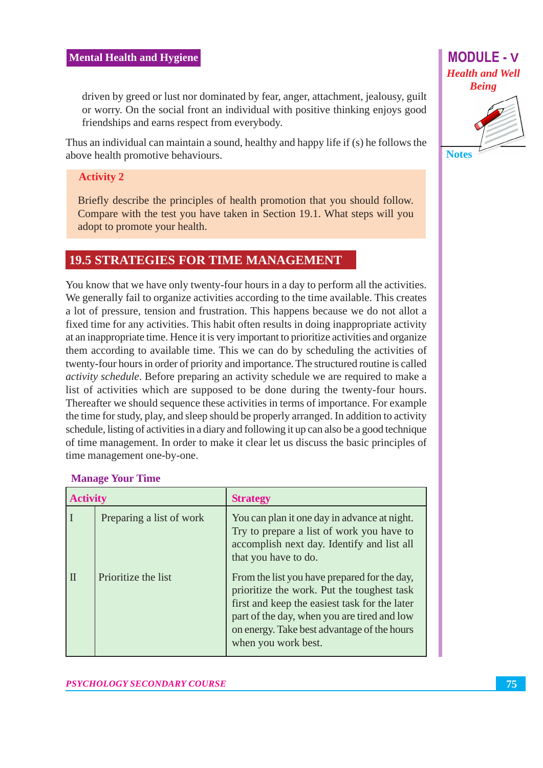driven by greed or lust nor dominated by fear, anger, attachment, jealousy, guilt or worry. On the social front an individual with positive thinking enjoys good friendships and earns respect from everybody.

Thus an individual can maintain a sound, healthy and happy life if (s) he follows the above health promotive behaviours.

**Activity 2**

Briefly describe the principles of health promotion that you should follow. Compare with the test you have taken in Section 19.1. What steps will you adopt to promote your health.

## 19.5 STRATEGIES FOR TIME MANAGEMENT

You know that we have only twenty-four hours in a day to perform all the activities. We generally fail to organize activities according to the time available. This creates a lot of pressure, tension and frustration. This happens because we do not allot a fixed time for any activities. This habit often results in doing inappropriate activity at an inappropriate time. Hence it is very important to prioritize activities and organize them according to available time. This we can do by scheduling the activities of twenty-four hours in order of priority and importance. The structured routine is called *activity schedule*. Before preparing an activity schedule we are required to make a list of activities which are supposed to be done during the twenty-four hours. Thereafter we should sequence these activities in terms of importance. For example the time for study, play, and sleep should be properly arranged. In addition to activity schedule, listing of activities in a diary and following it up can also be a good technique of time management. In order to make it clear let us discuss the basic principles of time management one-by-one.

**Manage Your Time**

| Activity | | Strategy |
|---|---|---|
| I | Preparing a list of work | You can plan it one day in advance at night. Try to prepare a list of work you have to accomplish next day. Identify and list all that you have to do. |
| II | Prioritize the list | From the list you have prepared for the day, prioritize the work. Put the toughest task first and keep the easiest task for the later part of the day, when you are tired and low on energy. Take best advantage of the hours when you work best. |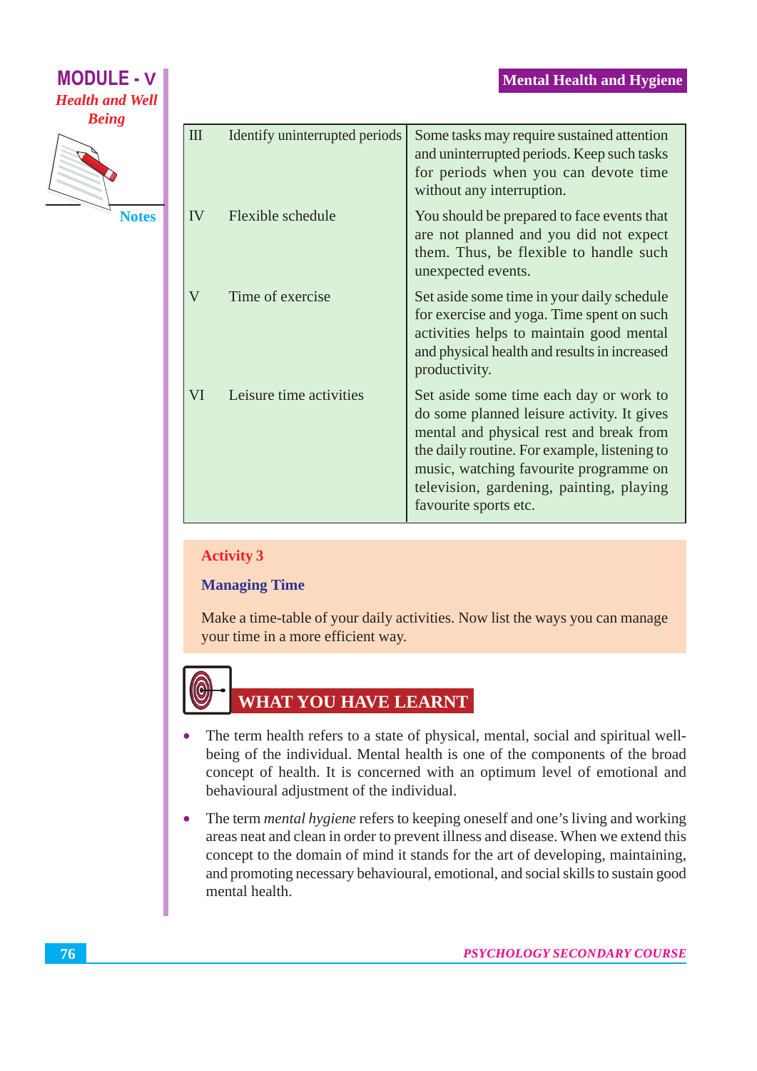| | | |
|---|---|---|
| III | Identify uninterrupted periods | Some tasks may require sustained attention and uninterrupted periods. Keep such tasks for periods when you can devote time without any interruption. |
| IV | Flexible schedule | You should be prepared to face events that are not planned and you did not expect them. Thus, be flexible to handle such unexpected events. |
| V | Time of exercise | Set aside some time in your daily schedule for exercise and yoga. Time spent on such activities helps to maintain good mental and physical health and results in increased productivity. |
| VI | Leisure time activities | Set aside some time each day or work to do some planned leisure activity. It gives mental and physical rest and break from the daily routine. For example, listening to music, watching favourite programme on television, gardening, painting, playing favourite sports etc. |

**Activity 3**

**Managing Time**

Make a time-table of your daily activities. Now list the ways you can manage your time in a more efficient way.

## WHAT YOU HAVE LEARNT

- The term health refers to a state of physical, mental, social and spiritual well-being of the individual. Mental health is one of the components of the broad concept of health. It is concerned with an optimum level of emotional and behavioural adjustment of the individual.
- The term *mental hygiene* refers to keeping oneself and one's living and working areas neat and clean in order to prevent illness and disease. When we extend this concept to the domain of mind it stands for the art of developing, maintaining, and promoting necessary behavioural, emotional, and social skills to sustain good mental health.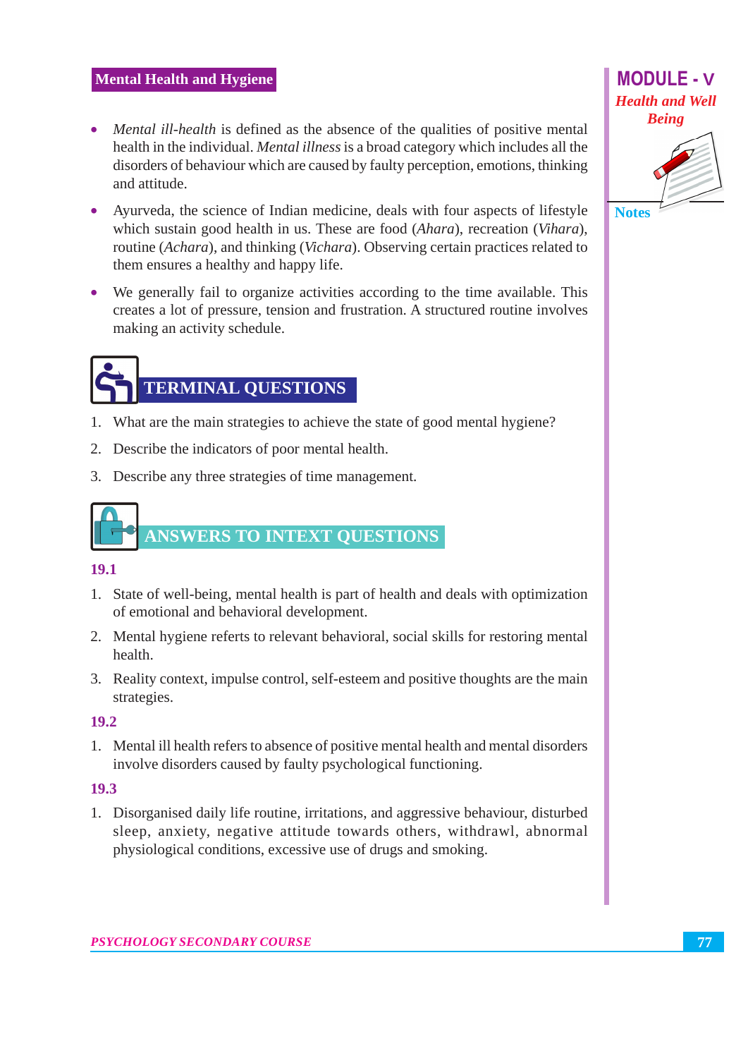- *Mental ill-health* is defined as the absence of the qualities of positive mental health in the individual. *Mental illness* is a broad category which includes all the disorders of behaviour which are caused by faulty perception, emotions, thinking and attitude.
- Ayurveda, the science of Indian medicine, deals with four aspects of lifestyle which sustain good health in us. These are food (*Ahara*), recreation (*Vihara*), routine (*Achara*), and thinking (*Vichara*). Observing certain practices related to them ensures a healthy and happy life.
- We generally fail to organize activities according to the time available. This creates a lot of pressure, tension and frustration. A structured routine involves making an activity schedule.

## TERMINAL QUESTIONS

1. What are the main strategies to achieve the state of good mental hygiene?
2. Describe the indicators of poor mental health.
3. Describe any three strategies of time management.

## ANSWERS TO INTEXT QUESTIONS

**19.1**

1. State of well-being, mental health is part of health and deals with optimization of emotional and behavioral development.
2. Mental hygiene referts to relevant behavioral, social skills for restoring mental health.
3. Reality context, impulse control, self-esteem and positive thoughts are the main strategies.

**19.2**

1. Mental ill health refers to absence of positive mental health and mental disorders involve disorders caused by faulty psychological functioning.

**19.3**

1. Disorganised daily life routine, irritations, and aggressive behaviour, disturbed sleep, anxiety, negative attitude towards others, withdrawl, abnormal physiological conditions, excessive use of drugs and smoking.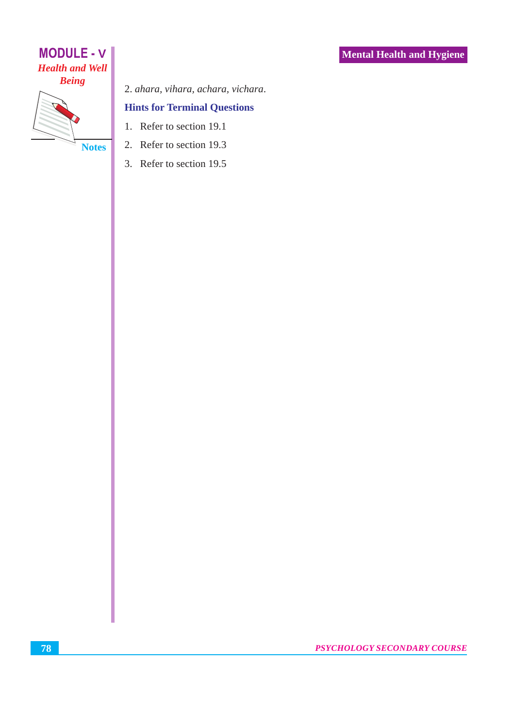2. *ahara*, *vihara*, *achara*, *vichara*.

## Hints for Terminal Questions

1. Refer to section 19.1
2. Refer to section 19.3
3. Refer to section 19.5